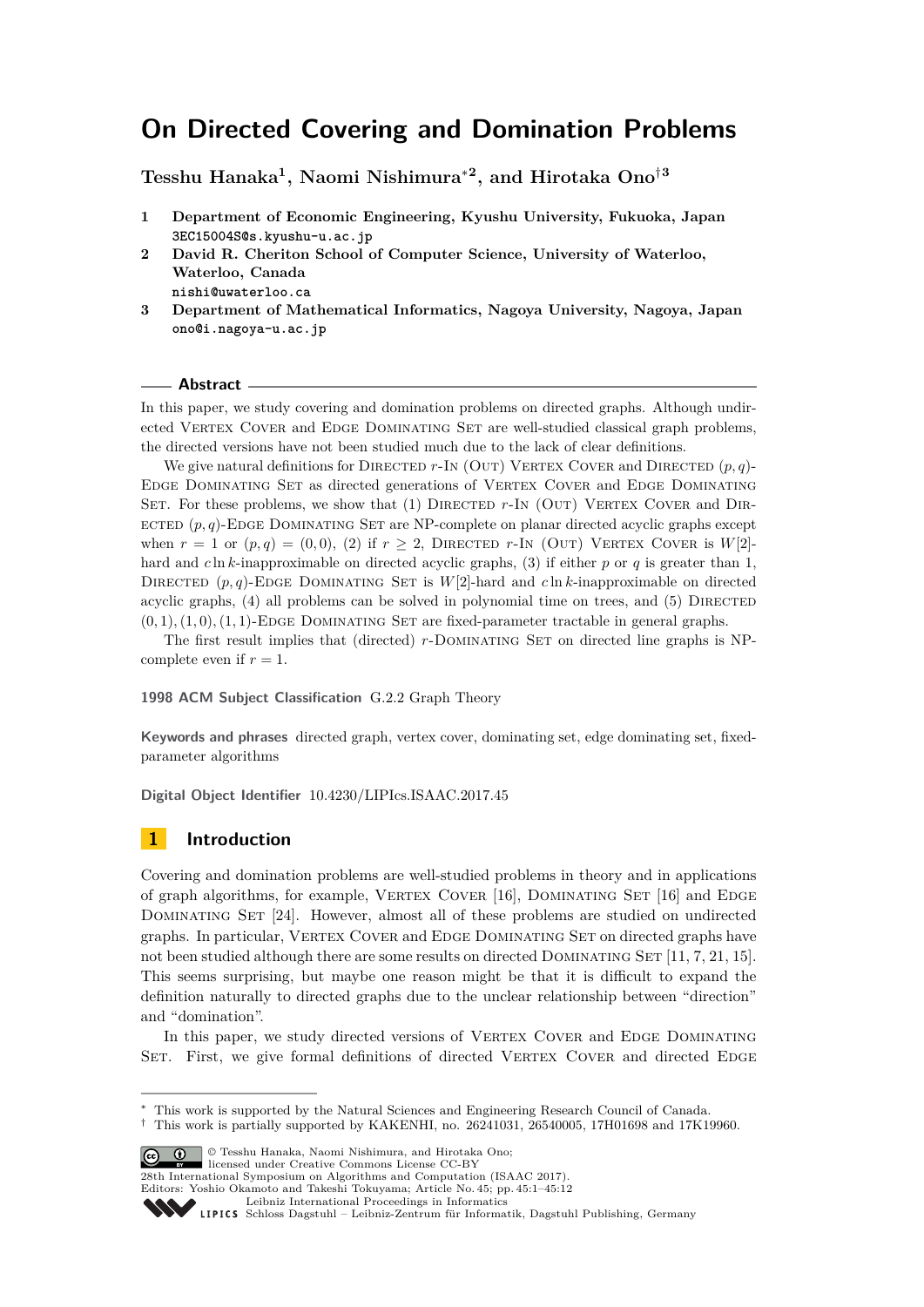# On Directed Covering and Domination Problems

**Tesshu Hanaka[1], Naomi Nishimura*[2], and Hirotaka Ono†[3]**

1 **Department of Economic Engineering, Kyushu University, Fukuoka, Japan**
3EC15004S@s.kyushu-u.ac.jp

2 **David R. Cheriton School of Computer Science, University of Waterloo, Waterloo, Canada**
nishi@uwaterloo.ca

3 **Department of Mathematical Informatics, Nagoya University, Nagoya, Japan**
ono@i.nagoya-u.ac.jp

## Abstract

In this paper, we study covering and domination problems on directed graphs. Although undirected Vertex Cover and Edge Dominating Set are well-studied classical graph problems, the directed versions have not been studied much due to the lack of clear definitions.

We give natural definitions for Directed $r$-In (Out) Vertex Cover and Directed $(p, q)$-Edge Dominating Set as directed generations of Vertex Cover and Edge Dominating Set. For these problems, we show that (1) Directed $r$-In (Out) Vertex Cover and Directed $(p, q)$-Edge Dominating Set are NP-complete on planar directed acyclic graphs except when $r = 1$ or $(p, q) = (0, 0)$, (2) if $r \geq 2$, Directed $r$-In (Out) Vertex Cover is $W[2]$-hard and $c \ln k$-inapproximable on directed acyclic graphs, (3) if either $p$ or $q$ is greater than 1, Directed $(p, q)$-Edge Dominating Set is $W[2]$-hard and $c \ln k$-inapproximable on directed acyclic graphs, (4) all problems can be solved in polynomial time on trees, and (5) Directed $(0, 1), (1, 0), (1, 1)$-Edge Dominating Set are fixed-parameter tractable in general graphs.

The first result implies that (directed) $r$-Dominating Set on directed line graphs is NP-complete even if $r = 1$.

**1998 ACM Subject Classification** G.2.2 Graph Theory

**Keywords and phrases** directed graph, vertex cover, dominating set, edge dominating set, fixed-parameter algorithms

**Digital Object Identifier** 10.4230/LIPIcs.ISAAC.2017.45

## 1 Introduction

Covering and domination problems are well-studied problems in theory and in applications of graph algorithms, for example, Vertex Cover [16], Dominating Set [16] and Edge Dominating Set [24]. However, almost all of these problems are studied on undirected graphs. In particular, Vertex Cover and Edge Dominating Set on directed graphs have not been studied although there are some results on directed Dominating Set [11, 7, 21, 15]. This seems surprising, but maybe one reason might be that it is difficult to expand the definition naturally to directed graphs due to the unclear relationship between "direction" and "domination".

In this paper, we study directed versions of Vertex Cover and Edge Dominating Set. First, we give formal definitions of directed Vertex Cover and directed Edge

---

* This work is supported by the Natural Sciences and Engineering Research Council of Canada.
† This work is partially supported by KAKENHI, no. 26241031, 26540005, 17H01698 and 17K19960.

© Tesshu Hanaka, Naomi Nishimura, and Hirotaka Ono;
licensed under Creative Commons License CC-BY
28th International Symposium on Algorithms and Computation (ISAAC 2017).
Editors: Yoshio Okamoto and Takeshi Tokuyama; Article No. 45; pp. 45:1–45:12
Leibniz International Proceedings in Informatics
Schloss Dagstuhl – Leibniz-Zentrum für Informatik, Dagstuhl Publishing, Germany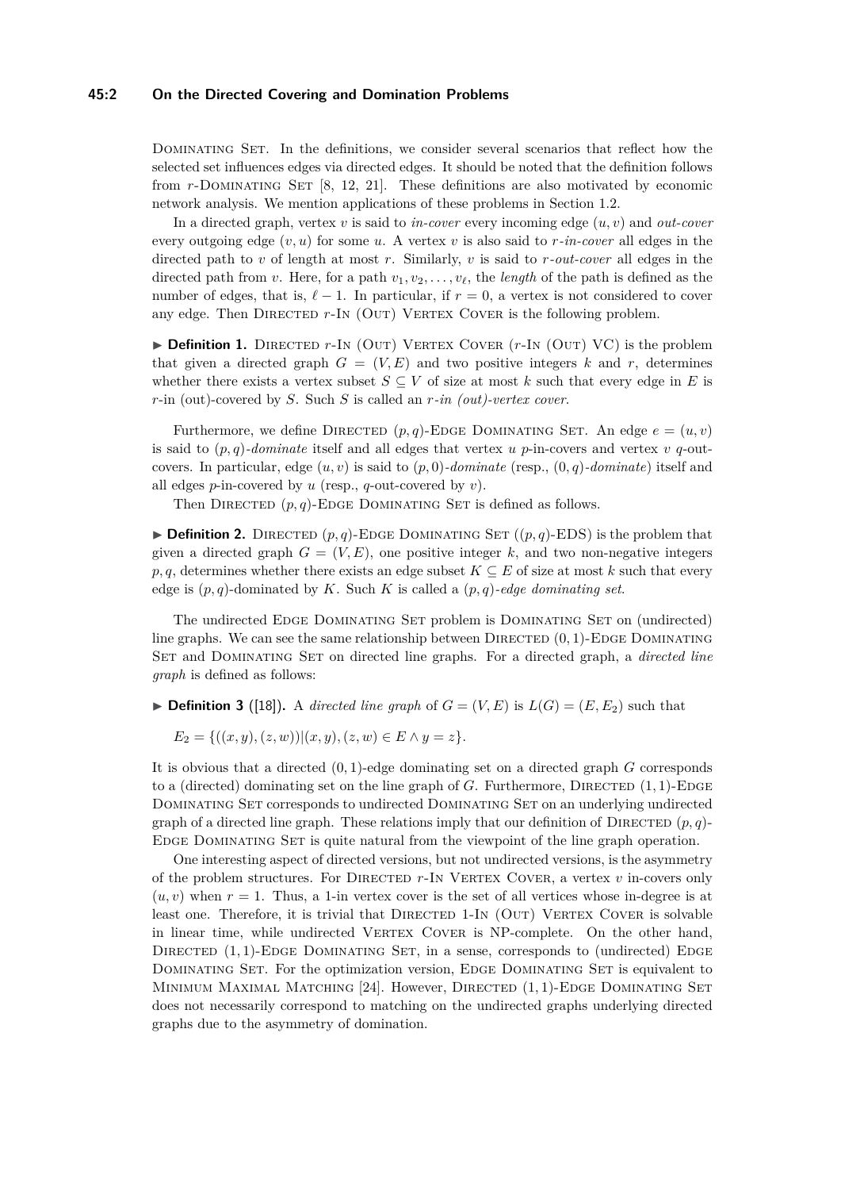Dominating Set. In the definitions, we consider several scenarios that reflect how the selected set influences edges via directed edges. It should be noted that the definition follows from $r$-Dominating Set [8, 12, 21]. These definitions are also motivated by economic network analysis. We mention applications of these problems in Section 1.2.

In a directed graph, vertex $v$ is said to *in-cover* every incoming edge $(u, v)$ and *out-cover* every outgoing edge $(v, u)$ for some $u$. A vertex $v$ is also said to *$r$-in-cover* all edges in the directed path to $v$ of length at most $r$. Similarly, $v$ is said to *$r$-out-cover* all edges in the directed path from $v$. Here, for a path $v_1, v_2, \ldots, v_\ell$, the *length* of the path is defined as the number of edges, that is, $\ell - 1$. In particular, if $r = 0$, a vertex is not considered to cover any edge. Then Directed $r$-In (Out) Vertex Cover is the following problem.

▶ **Definition 1.** Directed $r$-In (Out) Vertex Cover ($r$-In (Out) VC) is the problem that given a directed graph $G = (V, E)$ and two positive integers $k$ and $r$, determines whether there exists a vertex subset $S \subseteq V$ of size at most $k$ such that every edge in $E$ is $r$-in (out)-covered by $S$. Such $S$ is called an *$r$-in (out)-vertex cover*.

Furthermore, we define Directed $(p, q)$-Edge Dominating Set. An edge $e = (u, v)$ is said to *$(p, q)$-dominate* itself and all edges that vertex $u$ $p$-in-covers and vertex $v$ $q$-out-covers. In particular, edge $(u, v)$ is said to *$(p, 0)$-dominate* (resp., *$(0, q)$-dominate*) itself and all edges $p$-in-covered by $u$ (resp., $q$-out-covered by $v$).

Then Directed $(p, q)$-Edge Dominating Set is defined as follows.

▶ **Definition 2.** Directed $(p, q)$-Edge Dominating Set ($(p, q)$-EDS) is the problem that given a directed graph $G = (V, E)$, one positive integer $k$, and two non-negative integers $p, q$, determines whether there exists an edge subset $K \subseteq E$ of size at most $k$ such that every edge is $(p, q)$-dominated by $K$. Such $K$ is called a *$(p, q)$-edge dominating set*.

The undirected Edge Dominating Set problem is Dominating Set on (undirected) line graphs. We can see the same relationship between Directed $(0, 1)$-Edge Dominating Set and Dominating Set on directed line graphs. For a directed graph, a *directed line graph* is defined as follows:

▶ **Definition 3** ([18])**.** A *directed line graph* of $G = (V, E)$ is $L(G) = (E, E_2)$ such that

$$E_2 = \{((x, y), (z, w)) | (x, y), (z, w) \in E \wedge y = z\}.$$

It is obvious that a directed $(0, 1)$-edge dominating set on a directed graph $G$ corresponds to a (directed) dominating set on the line graph of $G$. Furthermore, Directed $(1, 1)$-Edge Dominating Set corresponds to undirected Dominating Set on an underlying undirected graph of a directed line graph. These relations imply that our definition of Directed $(p, q)$-Edge Dominating Set is quite natural from the viewpoint of the line graph operation.

One interesting aspect of directed versions, but not undirected versions, is the asymmetry of the problem structures. For Directed $r$-In Vertex Cover, a vertex $v$ in-covers only $(u, v)$ when $r = 1$. Thus, a 1-in vertex cover is the set of all vertices whose in-degree is at least one. Therefore, it is trivial that Directed 1-In (Out) Vertex Cover is solvable in linear time, while undirected Vertex Cover is NP-complete. On the other hand, Directed $(1, 1)$-Edge Dominating Set, in a sense, corresponds to (undirected) Edge Dominating Set. For the optimization version, Edge Dominating Set is equivalent to Minimum Maximal Matching [24]. However, Directed $(1, 1)$-Edge Dominating Set does not necessarily correspond to matching on the undirected graphs underlying directed graphs due to the asymmetry of domination.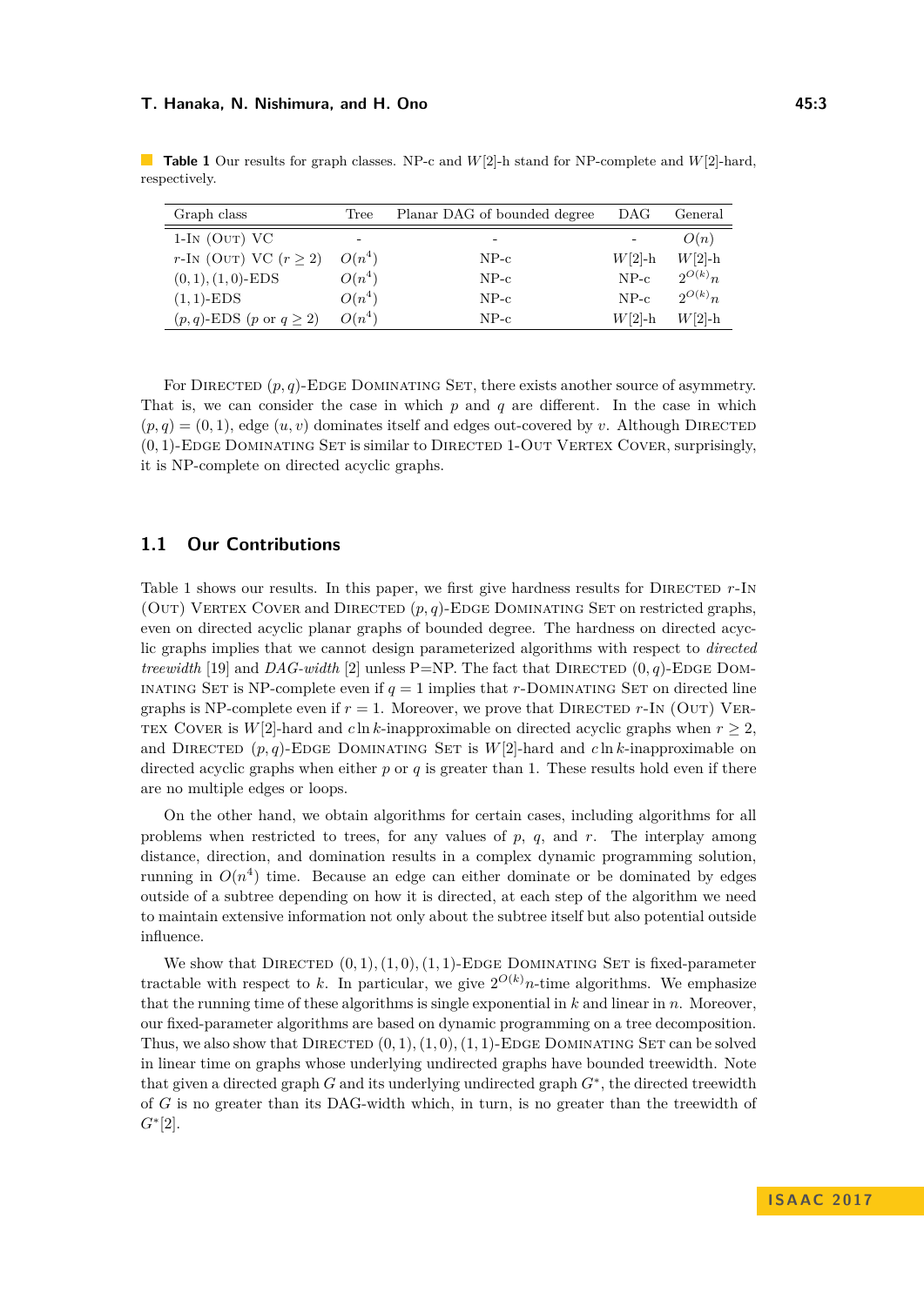**Table 1** Our results for graph classes. NP-c and $W[2]$-h stand for NP-complete and $W[2]$-hard, respectively.

| Graph class | Tree | Planar DAG of bounded degree | DAG | General |
|---|---|---|---|---|
| 1-In (Out) VC | - | - | - | $O(n)$ |
| $r$-In (Out) VC ($r \geq 2$) | $O(n^4)$ | NP-c | $W[2]$-h | $W[2]$-h |
| $(0,1),(1,0)$-EDS | $O(n^4)$ | NP-c | NP-c | $2^{O(k)}n$ |
| $(1,1)$-EDS | $O(n^4)$ | NP-c | NP-c | $2^{O(k)}n$ |
| $(p,q)$-EDS ($p$ or $q \geq 2$) | $O(n^4)$ | NP-c | $W[2]$-h | $W[2]$-h |

For Directed $(p,q)$-Edge Dominating Set, there exists another source of asymmetry. That is, we can consider the case in which $p$ and $q$ are different. In the case in which $(p,q) = (0,1)$, edge $(u,v)$ dominates itself and edges out-covered by $v$. Although Directed $(0,1)$-Edge Dominating Set is similar to Directed 1-Out Vertex Cover, surprisingly, it is NP-complete on directed acyclic graphs.

## 1.1 Our Contributions

Table 1 shows our results. In this paper, we first give hardness results for Directed $r$-In (Out) Vertex Cover and Directed $(p,q)$-Edge Dominating Set on restricted graphs, even on directed acyclic planar graphs of bounded degree. The hardness on directed acyclic graphs implies that we cannot design parameterized algorithms with respect to *directed treewidth* [19] and *DAG-width* [2] unless P=NP. The fact that Directed $(0,q)$-Edge Dominating Set is NP-complete even if $q = 1$ implies that $r$-Dominating Set on directed line graphs is NP-complete even if $r = 1$. Moreover, we prove that Directed $r$-In (Out) Vertex Cover is $W[2]$-hard and $c \ln k$-inapproximable on directed acyclic graphs when $r \geq 2$, and Directed $(p,q)$-Edge Dominating Set is $W[2]$-hard and $c \ln k$-inapproximable on directed acyclic graphs when either $p$ or $q$ is greater than 1. These results hold even if there are no multiple edges or loops.

On the other hand, we obtain algorithms for certain cases, including algorithms for all problems when restricted to trees, for any values of $p$, $q$, and $r$. The interplay among distance, direction, and domination results in a complex dynamic programming solution, running in $O(n^4)$ time. Because an edge can either dominate or be dominated by edges outside of a subtree depending on how it is directed, at each step of the algorithm we need to maintain extensive information not only about the subtree itself but also potential outside influence.

We show that Directed $(0,1),(1,0),(1,1)$-Edge Dominating Set is fixed-parameter tractable with respect to $k$. In particular, we give $2^{O(k)}n$-time algorithms. We emphasize that the running time of these algorithms is single exponential in $k$ and linear in $n$. Moreover, our fixed-parameter algorithms are based on dynamic programming on a tree decomposition. Thus, we also show that Directed $(0,1),(1,0),(1,1)$-Edge Dominating Set can be solved in linear time on graphs whose underlying undirected graphs have bounded treewidth. Note that given a directed graph $G$ and its underlying undirected graph $G^*$, the directed treewidth of $G$ is no greater than its DAG-width which, in turn, is no greater than the treewidth of $G^*$[2].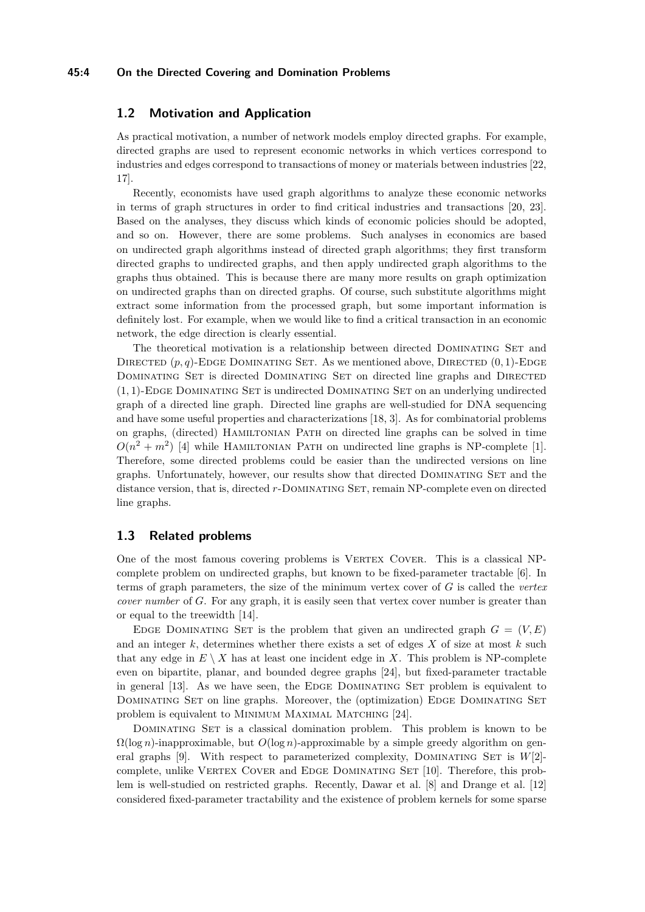## 1.2 Motivation and Application

As practical motivation, a number of network models employ directed graphs. For example, directed graphs are used to represent economic networks in which vertices correspond to industries and edges correspond to transactions of money or materials between industries [22, 17].

Recently, economists have used graph algorithms to analyze these economic networks in terms of graph structures in order to find critical industries and transactions [20, 23]. Based on the analyses, they discuss which kinds of economic policies should be adopted, and so on. However, there are some problems. Such analyses in economics are based on undirected graph algorithms instead of directed graph algorithms; they first transform directed graphs to undirected graphs, and then apply undirected graph algorithms to the graphs thus obtained. This is because there are many more results on graph optimization on undirected graphs than on directed graphs. Of course, such substitute algorithms might extract some information from the processed graph, but some important information is definitely lost. For example, when we would like to find a critical transaction in an economic network, the edge direction is clearly essential.

The theoretical motivation is a relationship between directed Dominating Set and Directed $(p, q)$-Edge Dominating Set. As we mentioned above, Directed $(0, 1)$-Edge Dominating Set is directed Dominating Set on directed line graphs and Directed $(1, 1)$-Edge Dominating Set is undirected Dominating Set on an underlying undirected graph of a directed line graph. Directed line graphs are well-studied for DNA sequencing and have some useful properties and characterizations [18, 3]. As for combinatorial problems on graphs, (directed) Hamiltonian Path on directed line graphs can be solved in time $O(n^2 + m^2)$ [4] while Hamiltonian Path on undirected line graphs is NP-complete [1]. Therefore, some directed problems could be easier than the undirected versions on line graphs. Unfortunately, however, our results show that directed Dominating Set and the distance version, that is, directed $r$-Dominating Set, remain NP-complete even on directed line graphs.

## 1.3 Related problems

One of the most famous covering problems is Vertex Cover. This is a classical NP-complete problem on undirected graphs, but known to be fixed-parameter tractable [6]. In terms of graph parameters, the size of the minimum vertex cover of $G$ is called the *vertex cover number* of $G$. For any graph, it is easily seen that vertex cover number is greater than or equal to the treewidth [14].

Edge Dominating Set is the problem that given an undirected graph $G = (V, E)$ and an integer $k$, determines whether there exists a set of edges $X$ of size at most $k$ such that any edge in $E \setminus X$ has at least one incident edge in $X$. This problem is NP-complete even on bipartite, planar, and bounded degree graphs [24], but fixed-parameter tractable in general [13]. As we have seen, the Edge Dominating Set problem is equivalent to Dominating Set on line graphs. Moreover, the (optimization) Edge Dominating Set problem is equivalent to Minimum Maximal Matching [24].

Dominating Set is a classical domination problem. This problem is known to be $\Omega(\log n)$-inapproximable, but $O(\log n)$-approximable by a simple greedy algorithm on general graphs [9]. With respect to parameterized complexity, Dominating Set is $W[2]$-complete, unlike Vertex Cover and Edge Dominating Set [10]. Therefore, this problem is well-studied on restricted graphs. Recently, Dawar et al. [8] and Drange et al. [12] considered fixed-parameter tractability and the existence of problem kernels for some sparse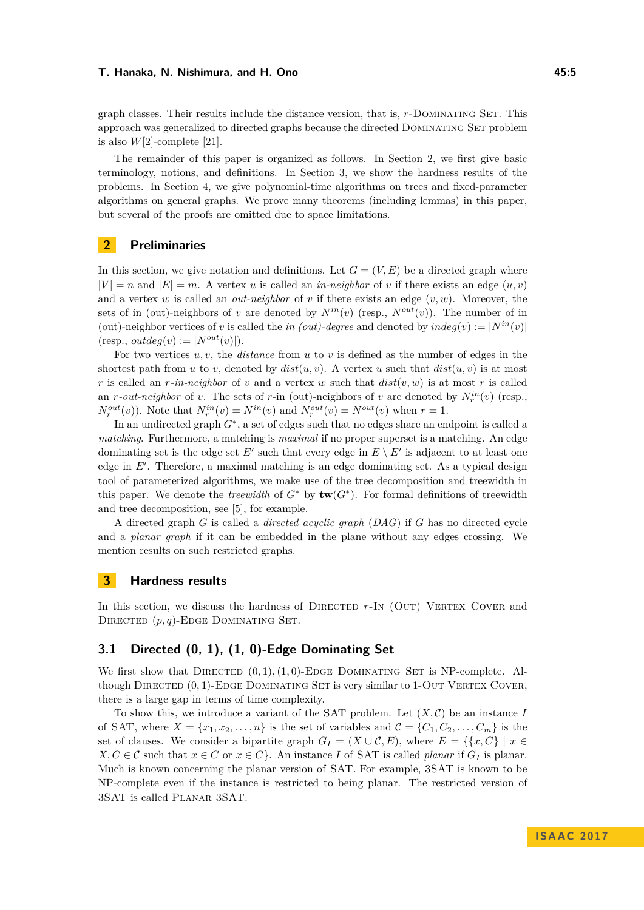graph classes. Their results include the distance version, that is, $r$-Dominating Set. This approach was generalized to directed graphs because the directed Dominating Set problem is also $W[2]$-complete [21].

The remainder of this paper is organized as follows. In Section 2, we first give basic terminology, notions, and definitions. In Section 3, we show the hardness results of the problems. In Section 4, we give polynomial-time algorithms on trees and fixed-parameter algorithms on general graphs. We prove many theorems (including lemmas) in this paper, but several of the proofs are omitted due to space limitations.

## 2 Preliminaries

In this section, we give notation and definitions. Let $G = (V, E)$ be a directed graph where $|V| = n$ and $|E| = m$. A vertex $u$ is called an *in-neighbor* of $v$ if there exists an edge $(u, v)$ and a vertex $w$ is called an *out-neighbor* of $v$ if there exists an edge $(v, w)$. Moreover, the sets of in (out)-neighbors of $v$ are denoted by $N^{in}(v)$ (resp., $N^{out}(v)$). The number of in (out)-neighbor vertices of $v$ is called the *in (out)-degree* and denoted by $indeg(v) := |N^{in}(v)|$ (resp., $outdeg(v) := |N^{out}(v)|$).

For two vertices $u, v$, the *distance* from $u$ to $v$ is defined as the number of edges in the shortest path from $u$ to $v$, denoted by $dist(u, v)$. A vertex $u$ such that $dist(u, v)$ is at most $r$ is called an *$r$-in-neighbor* of $v$ and a vertex $w$ such that $dist(v, w)$ is at most $r$ is called an *$r$-out-neighbor* of $v$. The sets of $r$-in (out)-neighbors of $v$ are denoted by $N^{in}_r(v)$ (resp., $N^{out}_r(v)$). Note that $N^{in}_r(v) = N^{in}(v)$ and $N^{out}_r(v) = N^{out}(v)$ when $r = 1$.

In an undirected graph $G^*$, a set of edges such that no edges share an endpoint is called a *matching*. Furthermore, a matching is *maximal* if no proper superset is a matching. An edge dominating set is the edge set $E'$ such that every edge in $E \setminus E'$ is adjacent to at least one edge in $E'$. Therefore, a maximal matching is an edge dominating set. As a typical design tool of parameterized algorithms, we make use of the tree decomposition and treewidth in this paper. We denote the *treewidth* of $G^*$ by $\mathbf{tw}(G^*)$. For formal definitions of treewidth and tree decomposition, see [5], for example.

A directed graph $G$ is called a *directed acyclic graph* (*DAG*) if $G$ has no directed cycle and a *planar graph* if it can be embedded in the plane without any edges crossing. We mention results on such restricted graphs.

## 3 Hardness results

In this section, we discuss the hardness of Directed $r$-In (Out) Vertex Cover and Directed $(p, q)$-Edge Dominating Set.

### 3.1 Directed (0, 1), (1, 0)-Edge Dominating Set

We first show that Directed $(0, 1), (1, 0)$-Edge Dominating Set is NP-complete. Although Directed $(0, 1)$-Edge Dominating Set is very similar to 1-Out Vertex Cover, there is a large gap in terms of time complexity.

To show this, we introduce a variant of the SAT problem. Let $(X, \mathcal{C})$ be an instance $I$ of SAT, where $X = \{x_1, x_2, \ldots, n\}$ is the set of variables and $\mathcal{C} = \{C_1, C_2, \ldots, C_m\}$ is the set of clauses. We consider a bipartite graph $G_I = (X \cup \mathcal{C}, E)$, where $E = \{\{x, C\} \mid x \in X, C \in \mathcal{C}$ such that $x \in C$ or $\bar{x} \in C\}$. An instance $I$ of SAT is called *planar* if $G_I$ is planar. Much is known concerning the planar version of SAT. For example, 3SAT is known to be NP-complete even if the instance is restricted to being planar. The restricted version of 3SAT is called Planar 3SAT.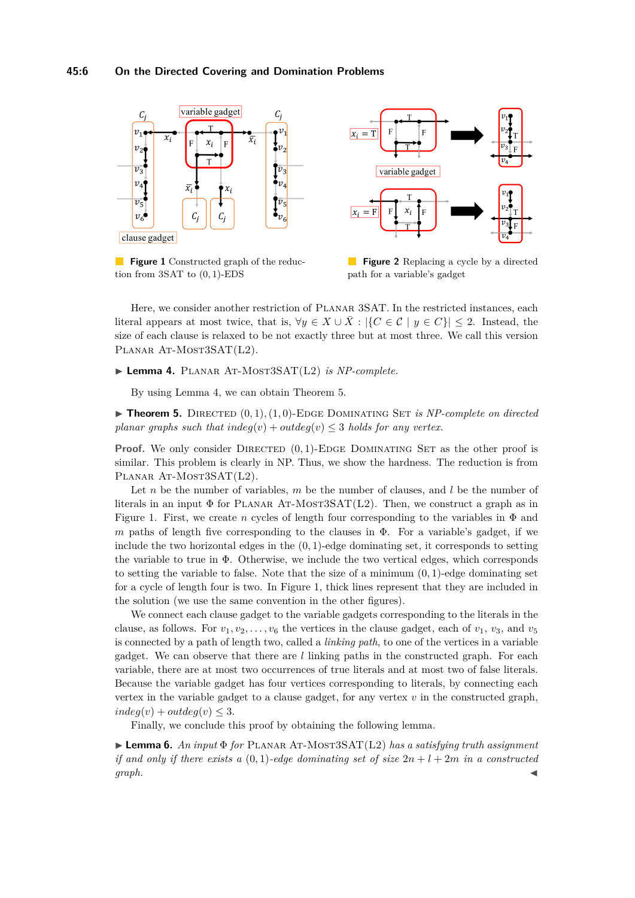**Figure 1** Constructed graph of the reduction from 3SAT to (0, 1)-EDS

**Figure 2** Replacing a cycle by a directed path for a variable's gadget

Here, we consider another restriction of PLANAR 3SAT. In the restricted instances, each literal appears at most twice, that is, $\forall y \in X \cup \bar{X} : |\{C \in \mathcal{C} \mid y \in C\}| \leq 2$. Instead, the size of each clause is relaxed to be not exactly three but at most three. We call this version PLANAR AT-MOST3SAT(L2).

▶ **Lemma 4.** PLANAR AT-MOST3SAT(L2) *is NP-complete.*

By using Lemma 4, we can obtain Theorem 5.

▶ **Theorem 5.** DIRECTED $(0,1),(1,0)$-EDGE DOMINATING SET *is NP-complete on directed planar graphs such that* $indeg(v) + outdeg(v) \leq 3$ *holds for any vertex.*

**Proof.** We only consider DIRECTED $(0,1)$-EDGE DOMINATING SET as the other proof is similar. This problem is clearly in NP. Thus, we show the hardness. The reduction is from PLANAR AT-MOST3SAT(L2).

Let $n$ be the number of variables, $m$ be the number of clauses, and $l$ be the number of literals in an input $\Phi$ for PLANAR AT-MOST3SAT(L2). Then, we construct a graph as in Figure 1. First, we create $n$ cycles of length four corresponding to the variables in $\Phi$ and $m$ paths of length five corresponding to the clauses in $\Phi$. For a variable's gadget, if we include the two horizontal edges in the $(0,1)$-edge dominating set, it corresponds to setting the variable to true in $\Phi$. Otherwise, we include the two vertical edges, which corresponds to setting the variable to false. Note that the size of a minimum $(0,1)$-edge dominating set for a cycle of length four is two. In Figure 1, thick lines represent that they are included in the solution (we use the same convention in the other figures).

We connect each clause gadget to the variable gadgets corresponding to the literals in the clause, as follows. For $v_1, v_2, \ldots, v_6$ the vertices in the clause gadget, each of $v_1$, $v_3$, and $v_5$ is connected by a path of length two, called a *linking path*, to one of the vertices in a variable gadget. We can observe that there are $l$ linking paths in the constructed graph. For each variable, there are at most two occurrences of true literals and at most two of false literals. Because the variable gadget has four vertices corresponding to literals, by connecting each vertex in the variable gadget to a clause gadget, for any vertex $v$ in the constructed graph, $indeg(v) + outdeg(v) \leq 3$.

Finally, we conclude this proof by obtaining the following lemma.

▶ **Lemma 6.** *An input* $\Phi$ *for* PLANAR AT-MOST3SAT(L2) *has a satisfying truth assignment if and only if there exists a* $(0,1)$*-edge dominating set of size* $2n + l + 2m$ *in a constructed graph.* ◀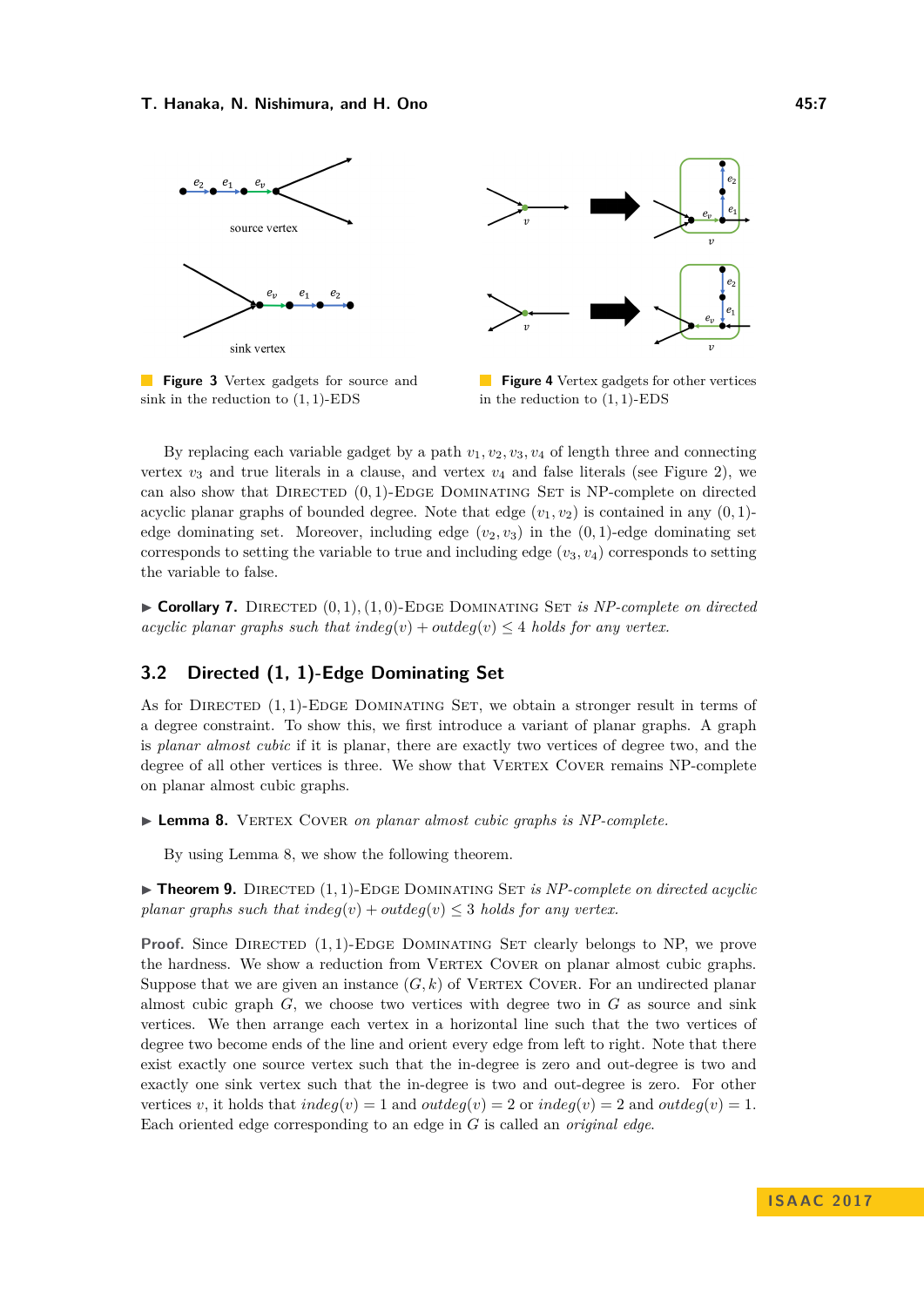**Figure 3** Vertex gadgets for source and sink in the reduction to $(1,1)$-EDS

**Figure 4** Vertex gadgets for other vertices in the reduction to $(1,1)$-EDS

By replacing each variable gadget by a path $v_1, v_2, v_3, v_4$ of length three and connecting vertex $v_3$ and true literals in a clause, and vertex $v_4$ and false literals (see Figure 2), we can also show that Directed $(0,1)$-Edge Dominating Set is NP-complete on directed acyclic planar graphs of bounded degree. Note that edge $(v_1, v_2)$ is contained in any $(0,1)$-edge dominating set. Moreover, including edge $(v_2, v_3)$ in the $(0,1)$-edge dominating set corresponds to setting the variable to true and including edge $(v_3, v_4)$ corresponds to setting the variable to false.

▶ **Corollary 7.** Directed $(0,1),(1,0)$-Edge Dominating Set *is NP-complete on directed acyclic planar graphs such that $indeg(v) + outdeg(v) \leq 4$ holds for any vertex.*

## 3.2 Directed (1, 1)-Edge Dominating Set

As for Directed $(1,1)$-Edge Dominating Set, we obtain a stronger result in terms of a degree constraint. To show this, we first introduce a variant of planar graphs. A graph is *planar almost cubic* if it is planar, there are exactly two vertices of degree two, and the degree of all other vertices is three. We show that Vertex Cover remains NP-complete on planar almost cubic graphs.

▶ **Lemma 8.** Vertex Cover *on planar almost cubic graphs is NP-complete.*

By using Lemma 8, we show the following theorem.

▶ **Theorem 9.** Directed $(1,1)$-Edge Dominating Set *is NP-complete on directed acyclic planar graphs such that $indeg(v) + outdeg(v) \leq 3$ holds for any vertex.*

**Proof.** Since Directed $(1,1)$-Edge Dominating Set clearly belongs to NP, we prove the hardness. We show a reduction from Vertex Cover on planar almost cubic graphs. Suppose that we are given an instance $(G, k)$ of Vertex Cover. For an undirected planar almost cubic graph $G$, we choose two vertices with degree two in $G$ as source and sink vertices. We then arrange each vertex in a horizontal line such that the two vertices of degree two become ends of the line and orient every edge from left to right. Note that there exist exactly one source vertex such that the in-degree is zero and out-degree is two and exactly one sink vertex such that the in-degree is two and out-degree is zero. For other vertices $v$, it holds that $indeg(v) = 1$ and $outdeg(v) = 2$ or $indeg(v) = 2$ and $outdeg(v) = 1$. Each oriented edge corresponding to an edge in $G$ is called an *original edge*.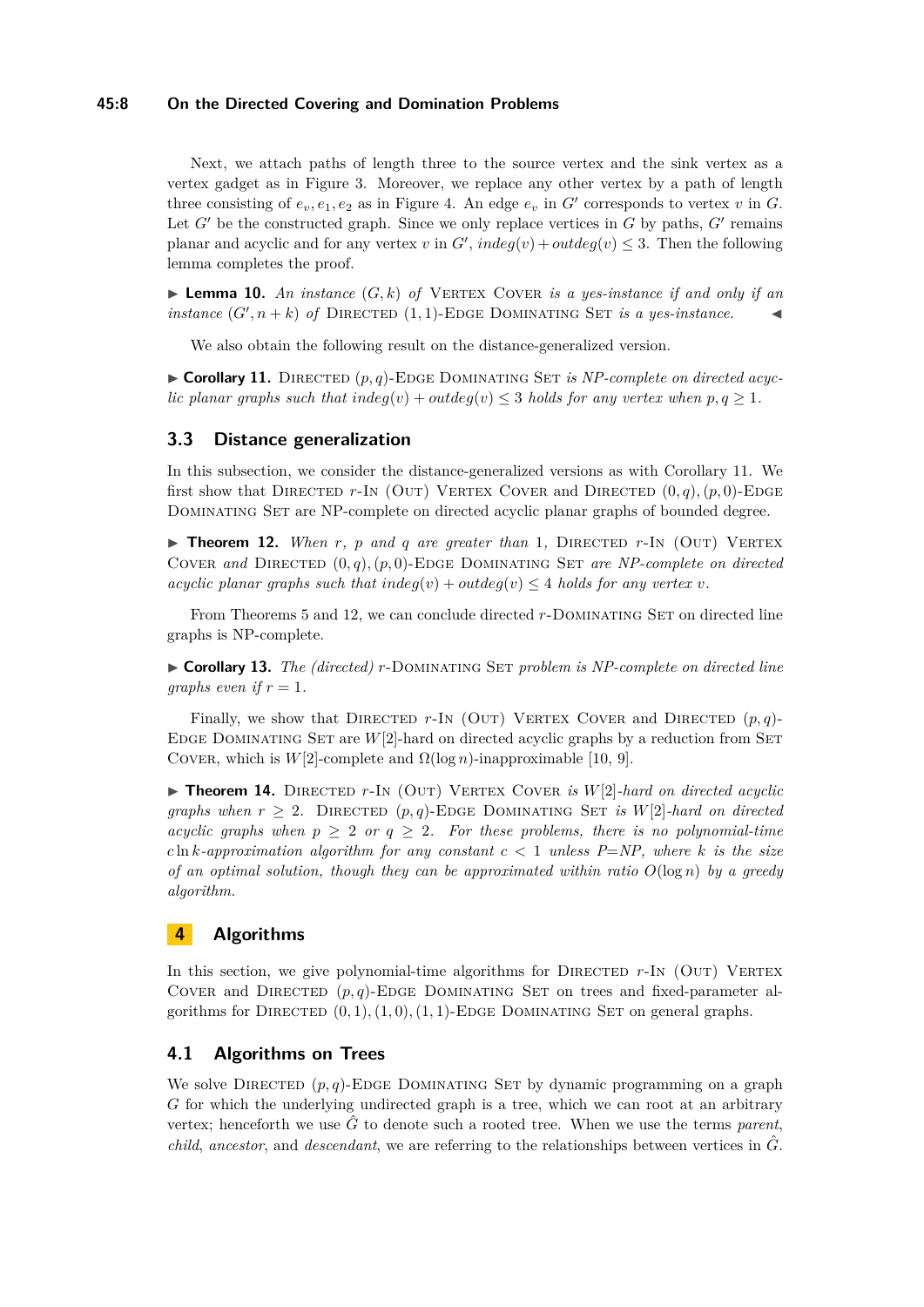Next, we attach paths of length three to the source vertex and the sink vertex as a vertex gadget as in Figure 3. Moreover, we replace any other vertex by a path of length three consisting of $e_v, e_1, e_2$ as in Figure 4. An edge $e_v$ in $G'$ corresponds to vertex $v$ in $G$. Let $G'$ be the constructed graph. Since we only replace vertices in $G$ by paths, $G'$ remains planar and acyclic and for any vertex $v$ in $G'$, $indeg(v) + outdeg(v) \leq 3$. Then the following lemma completes the proof.

▶ **Lemma 10.** *An instance $(G, k)$ of* Vertex Cover *is a yes-instance if and only if an instance $(G', n + k)$ of* Directed $(1,1)$-Edge Dominating Set *is a yes-instance.* ◀

We also obtain the following result on the distance-generalized version.

▶ **Corollary 11.** Directed $(p, q)$-Edge Dominating Set *is NP-complete on directed acyclic planar graphs such that $indeg(v) + outdeg(v) \leq 3$ holds for any vertex when $p, q \geq 1$.*

## 3.3 Distance generalization

In this subsection, we consider the distance-generalized versions as with Corollary 11. We first show that Directed $r$-In (Out) Vertex Cover and Directed $(0, q), (p, 0)$-Edge Dominating Set are NP-complete on directed acyclic planar graphs of bounded degree.

▶ **Theorem 12.** *When $r$, $p$ and $q$ are greater than 1,* Directed $r$-In (Out) Vertex Cover *and* Directed $(0, q), (p, 0)$-Edge Dominating Set *are NP-complete on directed acyclic planar graphs such that $indeg(v) + outdeg(v) \leq 4$ holds for any vertex $v$.*

From Theorems 5 and 12, we can conclude directed $r$-Dominating Set on directed line graphs is NP-complete.

▶ **Corollary 13.** *The (directed) $r$-*Dominating Set *problem is NP-complete on directed line graphs even if $r = 1$.*

Finally, we show that Directed $r$-In (Out) Vertex Cover and Directed $(p, q)$-Edge Dominating Set are $W[2]$-hard on directed acyclic graphs by a reduction from Set Cover, which is $W[2]$-complete and $\Omega(\log n)$-inapproximable [10, 9].

▶ **Theorem 14.** Directed $r$-In (Out) Vertex Cover *is $W[2]$-hard on directed acyclic graphs when $r \geq 2$.* Directed $(p, q)$-Edge Dominating Set *is $W[2]$-hard on directed acyclic graphs when $p \geq 2$ or $q \geq 2$. For these problems, there is no polynomial-time $c \ln k$-approximation algorithm for any constant $c < 1$ unless P=NP, where $k$ is the size of an optimal solution, though they can be approximated within ratio $O(\log n)$ by a greedy algorithm.*

# 4 Algorithms

In this section, we give polynomial-time algorithms for Directed $r$-In (Out) Vertex Cover and Directed $(p, q)$-Edge Dominating Set on trees and fixed-parameter algorithms for Directed $(0, 1), (1, 0), (1, 1)$-Edge Dominating Set on general graphs.

## 4.1 Algorithms on Trees

We solve Directed $(p, q)$-Edge Dominating Set by dynamic programming on a graph $G$ for which the underlying undirected graph is a tree, which we can root at an arbitrary vertex; henceforth we use $\hat{G}$ to denote such a rooted tree. When we use the terms *parent*, *child*, *ancestor*, and *descendant*, we are referring to the relationships between vertices in $\hat{G}$.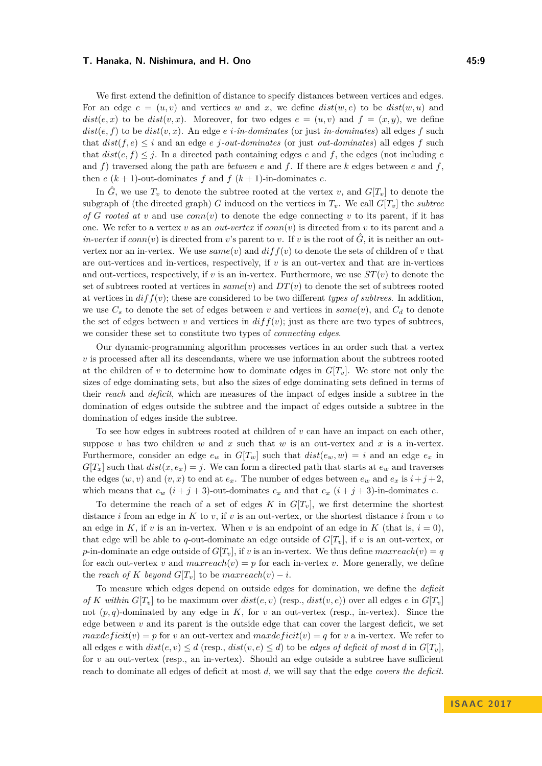We first extend the definition of distance to specify distances between vertices and edges. For an edge $e = (u, v)$ and vertices $w$ and $x$, we define $dist(w, e)$ to be $dist(w, u)$ and $dist(e, x)$ to be $dist(v, x)$. Moreover, for two edges $e = (u, v)$ and $f = (x, y)$, we define $dist(e, f)$ to be $dist(v, x)$. An edge $e$ *$i$-in-dominates* (or just *in-dominates*) all edges $f$ such that $dist(f, e) \leq i$ and an edge $e$ *$j$-out-dominates* (or just *out-dominates*) all edges $f$ such that $dist(e, f) \leq j$. In a directed path containing edges $e$ and $f$, the edges (not including $e$ and $f$) traversed along the path are *between* $e$ and $f$. If there are $k$ edges between $e$ and $f$, then $e$ $(k + 1)$-out-dominates $f$ and $f$ $(k + 1)$-in-dominates $e$.

In $\hat{G}$, we use $T_v$ to denote the subtree rooted at the vertex $v$, and $G[T_v]$ to denote the subgraph of (the directed graph) $G$ induced on the vertices in $T_v$. We call $G[T_v]$ the *subtree of $G$ rooted at $v$* and use $conn(v)$ to denote the edge connecting $v$ to its parent, if it has one. We refer to a vertex $v$ as an *out-vertex* if $conn(v)$ is directed from $v$ to its parent and a *in-vertex* if $conn(v)$ is directed from $v$'s parent to $v$. If $v$ is the root of $\hat{G}$, it is neither an out-vertex nor an in-vertex. We use $same(v)$ and $diff(v)$ to denote the sets of children of $v$ that are out-vertices and in-vertices, respectively, if $v$ is an out-vertex and that are in-vertices and out-vertices, respectively, if $v$ is an in-vertex. Furthermore, we use $ST(v)$ to denote the set of subtrees rooted at vertices in $same(v)$ and $DT(v)$ to denote the set of subtrees rooted at vertices in $diff(v)$; these are considered to be two different *types of subtrees*. In addition, we use $C_s$ to denote the set of edges between $v$ and vertices in $same(v)$, and $C_d$ to denote the set of edges between $v$ and vertices in $diff(v)$; just as there are two types of subtrees, we consider these set to constitute two types of *connecting edges*.

Our dynamic-programming algorithm processes vertices in an order such that a vertex $v$ is processed after all its descendants, where we use information about the subtrees rooted at the children of $v$ to determine how to dominate edges in $G[T_v]$. We store not only the sizes of edge dominating sets, but also the sizes of edge dominating sets defined in terms of their *reach* and *deficit*, which are measures of the impact of edges inside a subtree in the domination of edges outside the subtree and the impact of edges outside a subtree in the domination of edges inside the subtree.

To see how edges in subtrees rooted at children of $v$ can have an impact on each other, suppose $v$ has two children $w$ and $x$ such that $w$ is an out-vertex and $x$ is a in-vertex. Furthermore, consider an edge $e_w$ in $G[T_w]$ such that $dist(e_w, w) = i$ and an edge $e_x$ in $G[T_x]$ such that $dist(x, e_x) = j$. We can form a directed path that starts at $e_w$ and traverses the edges $(w, v)$ and $(v, x)$ to end at $e_x$. The number of edges between $e_w$ and $e_x$ is $i + j + 2$, which means that $e_w$ $(i + j + 3)$-out-dominates $e_x$ and that $e_x$ $(i + j + 3)$-in-dominates $e$.

To determine the reach of a set of edges $K$ in $G[T_v]$, we first determine the shortest distance $i$ from an edge in $K$ to $v$, if $v$ is an out-vertex, or the shortest distance $i$ from $v$ to an edge in $K$, if $v$ is an in-vertex. When $v$ is an endpoint of an edge in $K$ (that is, $i = 0$), that edge will be able to $q$-out-dominate an edge outside of $G[T_v]$, if $v$ is an out-vertex, or $p$-in-dominate an edge outside of $G[T_v]$, if $v$ is an in-vertex. We thus define $maxreach(v) = q$ for each out-vertex $v$ and $maxreach(v) = p$ for each in-vertex $v$. More generally, we define the *reach of $K$ beyond $G[T_v]$* to be $maxreach(v) - i$.

To measure which edges depend on outside edges for domination, we define the *deficit of $K$ within $G[T_v]$* to be maximum over $dist(e, v)$ (resp., $dist(v, e)$) over all edges $e$ in $G[T_v]$ not $(p, q)$-dominated by any edge in $K$, for $v$ an out-vertex (resp., in-vertex). Since the edge between $v$ and its parent is the outside edge that can cover the largest deficit, we set $maxdeficit(v) = p$ for $v$ an out-vertex and $maxdeficit(v) = q$ for $v$ a in-vertex. We refer to all edges $e$ with $dist(e, v) \leq d$ (resp., $dist(v, e) \leq d$) to be *edges of deficit of most $d$* in $G[T_v]$, for $v$ an out-vertex (resp., an in-vertex). Should an edge outside a subtree have sufficient reach to dominate all edges of deficit at most $d$, we will say that the edge *covers the deficit*.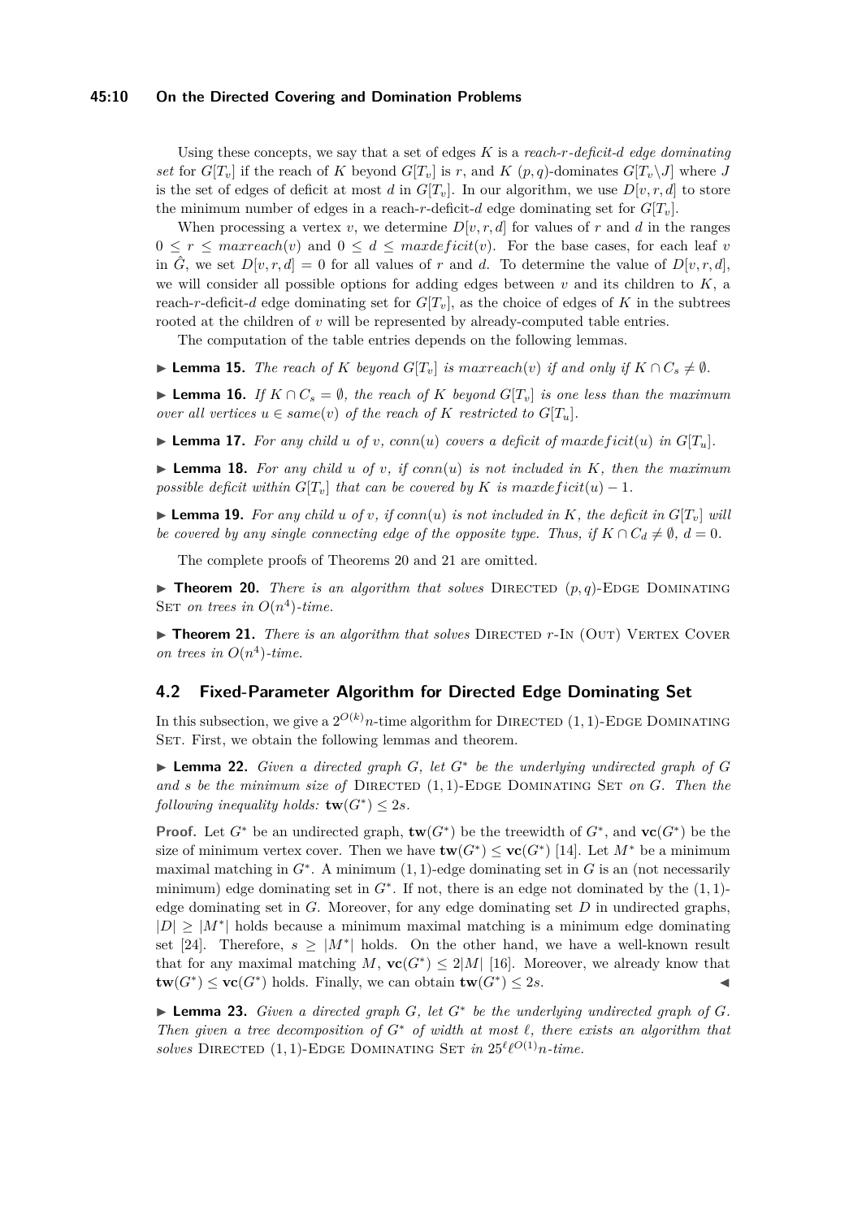Using these concepts, we say that a set of edges $K$ is a *reach-$r$-deficit-$d$ edge dominating set* for $G[T_v]$ if the reach of $K$ beyond $G[T_v]$ is $r$, and $K$ $(p,q)$-dominates $G[T_v \backslash J]$ where $J$ is the set of edges of deficit at most $d$ in $G[T_v]$. In our algorithm, we use $D[v,r,d]$ to store the minimum number of edges in a reach-$r$-deficit-$d$ edge dominating set for $G[T_v]$.

When processing a vertex $v$, we determine $D[v,r,d]$ for values of $r$ and $d$ in the ranges $0 \leq r \leq maxreach(v)$ and $0 \leq d \leq maxdeficit(v)$. For the base cases, for each leaf $v$ in $\hat{G}$, we set $D[v,r,d] = 0$ for all values of $r$ and $d$. To determine the value of $D[v,r,d]$, we will consider all possible options for adding edges between $v$ and its children to $K$, a reach-$r$-deficit-$d$ edge dominating set for $G[T_v]$, as the choice of edges of $K$ in the subtrees rooted at the children of $v$ will be represented by already-computed table entries.

The computation of the table entries depends on the following lemmas.

▶ **Lemma 15.** *The reach of $K$ beyond $G[T_v]$ is $maxreach(v)$ if and only if $K \cap C_s \neq \emptyset$.*

▶ **Lemma 16.** *If $K \cap C_s = \emptyset$, the reach of $K$ beyond $G[T_v]$ is one less than the maximum over all vertices $u \in same(v)$ of the reach of $K$ restricted to $G[T_u]$.*

▶ **Lemma 17.** *For any child $u$ of $v$, $conn(u)$ covers a deficit of $maxdeficit(u)$ in $G[T_u]$.*

▶ **Lemma 18.** *For any child $u$ of $v$, if $conn(u)$ is not included in $K$, then the maximum possible deficit within $G[T_v]$ that can be covered by $K$ is $maxdeficit(u) - 1$.*

▶ **Lemma 19.** *For any child $u$ of $v$, if $conn(u)$ is not included in $K$, the deficit in $G[T_v]$ will be covered by any single connecting edge of the opposite type. Thus, if $K \cap C_d \neq \emptyset$, $d = 0$.*

The complete proofs of Theorems 20 and 21 are omitted.

▶ **Theorem 20.** *There is an algorithm that solves* Directed $(p,q)$-Edge Dominating Set *on trees in $O(n^4)$-time.*

▶ **Theorem 21.** *There is an algorithm that solves* Directed $r$-In (Out) Vertex Cover *on trees in $O(n^4)$-time.*

## 4.2 Fixed-Parameter Algorithm for Directed Edge Dominating Set

In this subsection, we give a $2^{O(k)}n$-time algorithm for Directed $(1,1)$-Edge Dominating Set. First, we obtain the following lemmas and theorem.

▶ **Lemma 22.** *Given a directed graph $G$, let $G^*$ be the underlying undirected graph of $G$ and $s$ be the minimum size of* Directed $(1,1)$-Edge Dominating Set *on $G$. Then the following inequality holds: $\mathbf{tw}(G^*) \leq 2s$.*

**Proof.** Let $G^*$ be an undirected graph, $\mathbf{tw}(G^*)$ be the treewidth of $G^*$, and $\mathbf{vc}(G^*)$ be the size of minimum vertex cover. Then we have $\mathbf{tw}(G^*) \leq \mathbf{vc}(G^*)$ [14]. Let $M^*$ be a minimum maximal matching in $G^*$. A minimum $(1,1)$-edge dominating set in $G$ is an (not necessarily minimum) edge dominating set in $G^*$. If not, there is an edge not dominated by the $(1,1)$-edge dominating set in $G$. Moreover, for any edge dominating set $D$ in undirected graphs, $|D| \geq |M^*|$ holds because a minimum maximal matching is a minimum edge dominating set [24]. Therefore, $s \geq |M^*|$ holds. On the other hand, we have a well-known result that for any maximal matching $M$, $\mathbf{vc}(G^*) \leq 2|M|$ [16]. Moreover, we already know that $\mathbf{tw}(G^*) \leq \mathbf{vc}(G^*)$ holds. Finally, we can obtain $\mathbf{tw}(G^*) \leq 2s$. ◀

▶ **Lemma 23.** *Given a directed graph $G$, let $G^*$ be the underlying undirected graph of $G$. Then given a tree decomposition of $G^*$ of width at most $\ell$, there exists an algorithm that solves* Directed $(1,1)$-Edge Dominating Set *in $25^\ell \ell^{O(1)} n$-time.*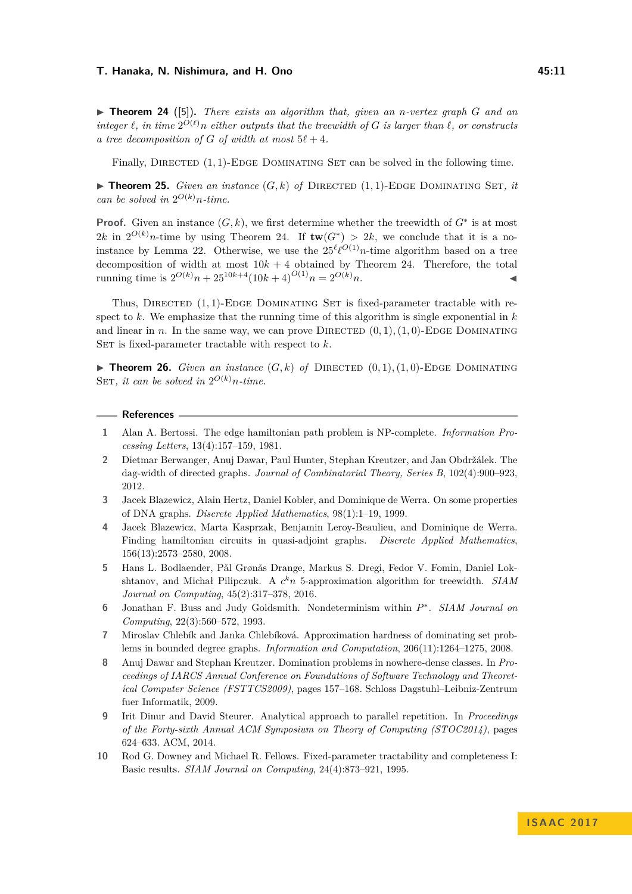▶ **Theorem 24** ([5])**.** *There exists an algorithm that, given an $n$-vertex graph $G$ and an integer $\ell$, in time $2^{O(\ell)}n$ either outputs that the treewidth of $G$ is larger than $\ell$, or constructs a tree decomposition of $G$ of width at most $5\ell + 4$.*

Finally, Directed (1, 1)-Edge Dominating Set can be solved in the following time.

▶ **Theorem 25.** *Given an instance $(G, k)$ of* Directed (1, 1)-Edge Dominating Set*, it can be solved in $2^{O(k)}n$-time.*

**Proof.** Given an instance $(G, k)$, we first determine whether the treewidth of $G^*$ is at most $2k$ in $2^{O(k)}n$-time by using Theorem 24. If $\mathbf{tw}(G^*) > 2k$, we conclude that it is a no-instance by Lemma 22. Otherwise, we use the $25^\ell \ell^{O(1)}n$-time algorithm based on a tree decomposition of width at most $10k + 4$ obtained by Theorem 24. Therefore, the total running time is $2^{O(k)}n + 25^{10k+4}(10k + 4)^{O(1)}n = 2^{O(k)}n$. ◀

Thus, Directed (1, 1)-Edge Dominating Set is fixed-parameter tractable with respect to $k$. We emphasize that the running time of this algorithm is single exponential in $k$ and linear in $n$. In the same way, we can prove Directed (0, 1), (1, 0)-Edge Dominating Set is fixed-parameter tractable with respect to $k$.

▶ **Theorem 26.** *Given an instance $(G, k)$ of* Directed (0, 1), (1, 0)-Edge Dominating Set*, it can be solved in $2^{O(k)}n$-time.*

## References

1. Alan A. Bertossi. The edge hamiltonian path problem is NP-complete. *Information Processing Letters*, 13(4):157–159, 1981.
2. Dietmar Berwanger, Anuj Dawar, Paul Hunter, Stephan Kreutzer, and Jan Obdržálek. The dag-width of directed graphs. *Journal of Combinatorial Theory, Series B*, 102(4):900–923, 2012.
3. Jacek Blazewicz, Alain Hertz, Daniel Kobler, and Dominique de Werra. On some properties of DNA graphs. *Discrete Applied Mathematics*, 98(1):1–19, 1999.
4. Jacek Blazewicz, Marta Kasprzak, Benjamin Leroy-Beaulieu, and Dominique de Werra. Finding hamiltonian circuits in quasi-adjoint graphs. *Discrete Applied Mathematics*, 156(13):2573–2580, 2008.
5. Hans L. Bodlaender, Pål Grønås Drange, Markus S. Dregi, Fedor V. Fomin, Daniel Lokshtanov, and Michał Pilipczuk. A $c^k n$ 5-approximation algorithm for treewidth. *SIAM Journal on Computing*, 45(2):317–378, 2016.
6. Jonathan F. Buss and Judy Goldsmith. Nondeterminism within $P^*$. *SIAM Journal on Computing*, 22(3):560–572, 1993.
7. Miroslav Chlebík and Janka Chlebíková. Approximation hardness of dominating set problems in bounded degree graphs. *Information and Computation*, 206(11):1264–1275, 2008.
8. Anuj Dawar and Stephan Kreutzer. Domination problems in nowhere-dense classes. In *Proceedings of IARCS Annual Conference on Foundations of Software Technology and Theoretical Computer Science (FSTTCS2009)*, pages 157–168. Schloss Dagstuhl–Leibniz-Zentrum fuer Informatik, 2009.
9. Irit Dinur and David Steurer. Analytical approach to parallel repetition. In *Proceedings of the Forty-sixth Annual ACM Symposium on Theory of Computing (STOC2014)*, pages 624–633. ACM, 2014.
10. Rod G. Downey and Michael R. Fellows. Fixed-parameter tractability and completeness I: Basic results. *SIAM Journal on Computing*, 24(4):873–921, 1995.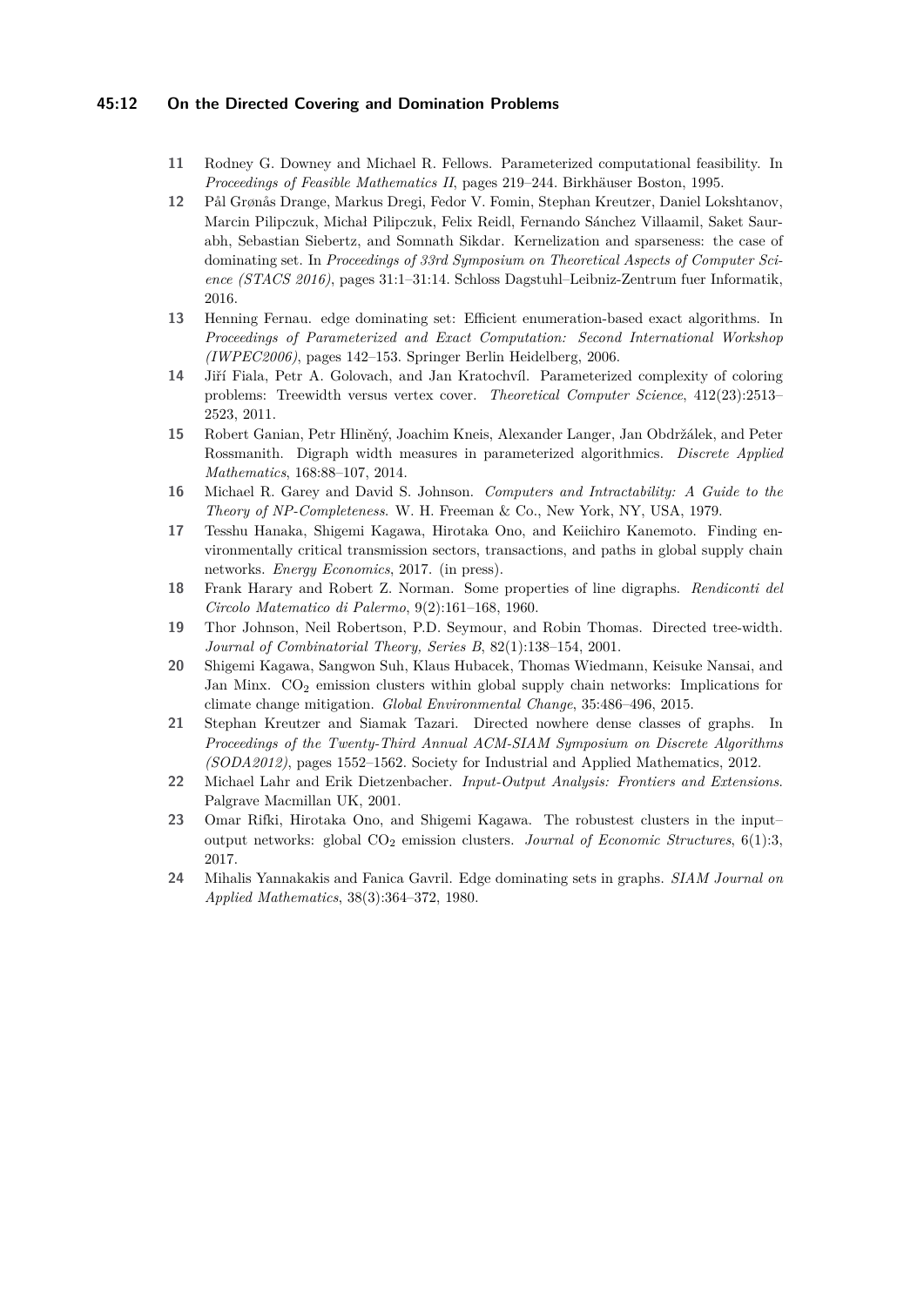11 Rodney G. Downey and Michael R. Fellows. Parameterized computational feasibility. In *Proceedings of Feasible Mathematics II*, pages 219–244. Birkhäuser Boston, 1995.

12 Pål Grønås Drange, Markus Dregi, Fedor V. Fomin, Stephan Kreutzer, Daniel Lokshtanov, Marcin Pilipczuk, Michał Pilipczuk, Felix Reidl, Fernando Sánchez Villaamil, Saket Saurabh, Sebastian Siebertz, and Somnath Sikdar. Kernelization and sparseness: the case of dominating set. In *Proceedings of 33rd Symposium on Theoretical Aspects of Computer Science (STACS 2016)*, pages 31:1–31:14. Schloss Dagstuhl–Leibniz-Zentrum fuer Informatik, 2016.

13 Henning Fernau. edge dominating set: Efficient enumeration-based exact algorithms. In *Proceedings of Parameterized and Exact Computation: Second International Workshop (IWPEC2006)*, pages 142–153. Springer Berlin Heidelberg, 2006.

14 Jiří Fiala, Petr A. Golovach, and Jan Kratochvíl. Parameterized complexity of coloring problems: Treewidth versus vertex cover. *Theoretical Computer Science*, 412(23):2513–2523, 2011.

15 Robert Ganian, Petr Hliněný, Joachim Kneis, Alexander Langer, Jan Obdržálek, and Peter Rossmanith. Digraph width measures in parameterized algorithmics. *Discrete Applied Mathematics*, 168:88–107, 2014.

16 Michael R. Garey and David S. Johnson. *Computers and Intractability: A Guide to the Theory of NP-Completeness*. W. H. Freeman & Co., New York, NY, USA, 1979.

17 Tesshu Hanaka, Shigemi Kagawa, Hirotaka Ono, and Keiichiro Kanemoto. Finding environmentally critical transmission sectors, transactions, and paths in global supply chain networks. *Energy Economics*, 2017. (in press).

18 Frank Harary and Robert Z. Norman. Some properties of line digraphs. *Rendiconti del Circolo Matematico di Palermo*, 9(2):161–168, 1960.

19 Thor Johnson, Neil Robertson, P.D. Seymour, and Robin Thomas. Directed tree-width. *Journal of Combinatorial Theory, Series B*, 82(1):138–154, 2001.

20 Shigemi Kagawa, Sangwon Suh, Klaus Hubacek, Thomas Wiedmann, Keisuke Nansai, and Jan Minx. $CO_2$ emission clusters within global supply chain networks: Implications for climate change mitigation. *Global Environmental Change*, 35:486–496, 2015.

21 Stephan Kreutzer and Siamak Tazari. Directed nowhere dense classes of graphs. In *Proceedings of the Twenty-Third Annual ACM-SIAM Symposium on Discrete Algorithms (SODA2012)*, pages 1552–1562. Society for Industrial and Applied Mathematics, 2012.

22 Michael Lahr and Erik Dietzenbacher. *Input-Output Analysis: Frontiers and Extensions*. Palgrave Macmillan UK, 2001.

23 Omar Rifki, Hirotaka Ono, and Shigemi Kagawa. The robustest clusters in the input–output networks: global $CO_2$ emission clusters. *Journal of Economic Structures*, 6(1):3, 2017.

24 Mihalis Yannakakis and Fanica Gavril. Edge dominating sets in graphs. *SIAM Journal on Applied Mathematics*, 38(3):364–372, 1980.